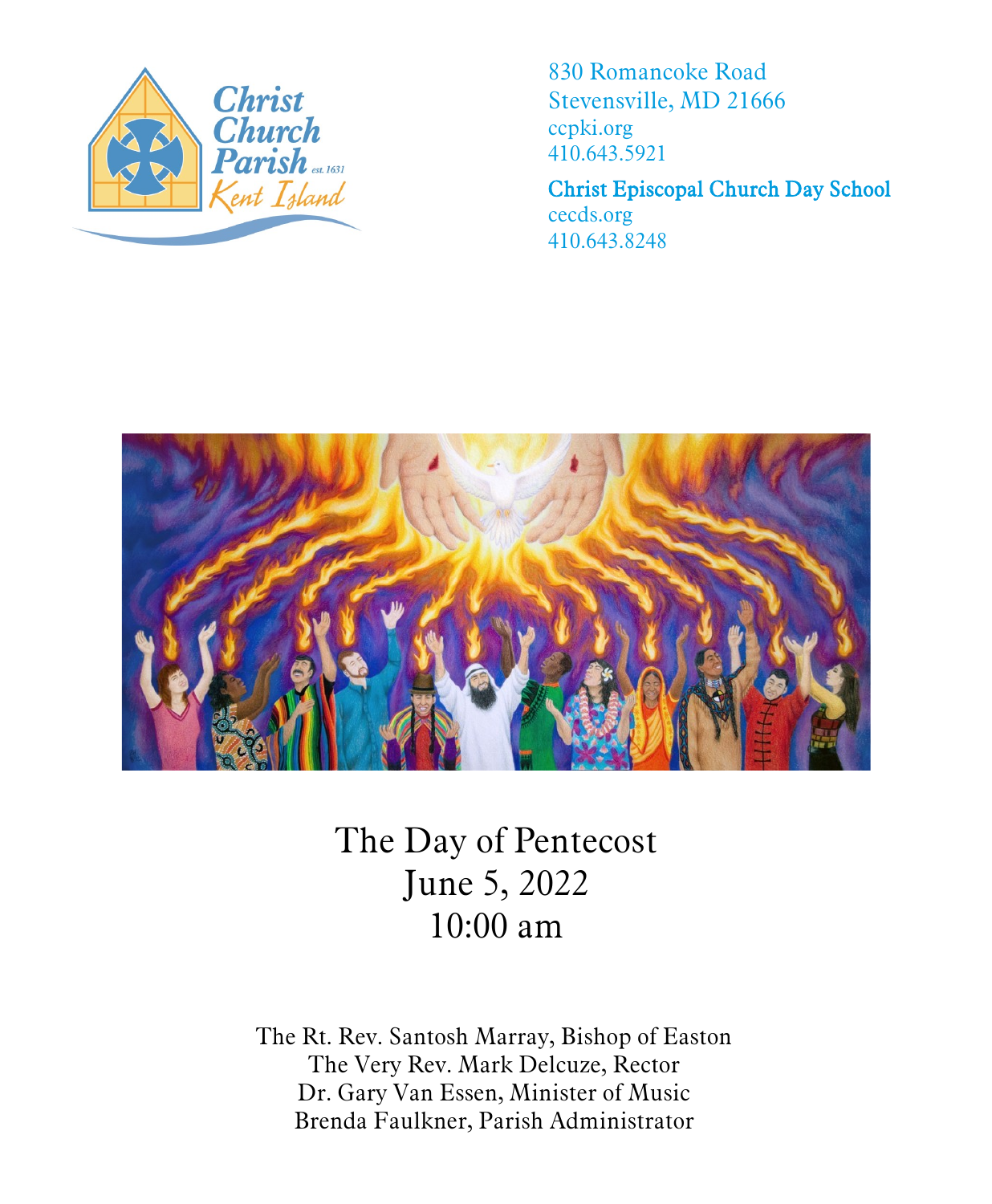Christ Church Parish est. 1631 Kent Island

830 Romancoke Road
Stevensville, MD 21666
ccpki.org
410.643.5921

**Christ Episcopal Church Day School**
cecds.org
410.643.8248

# The Day of Pentecost
# June 5, 2022
# 10:00 am

The Rt. Rev. Santosh Marray, Bishop of Easton
The Very Rev. Mark Delcuze, Rector
Dr. Gary Van Essen, Minister of Music
Brenda Faulkner, Parish Administrator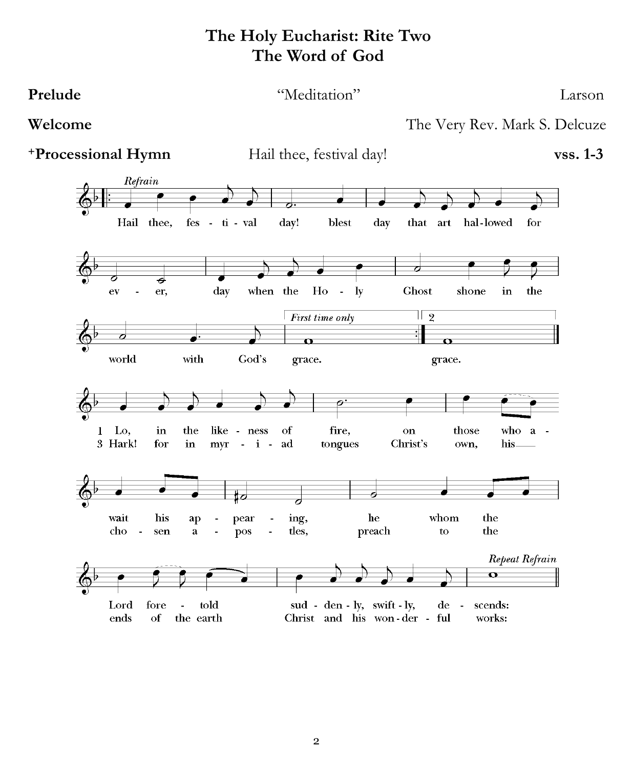# The Holy Eucharist: Rite Two
# The Word of God

**Prelude** "Meditation" Larson

**Welcome** The Very Rev. Mark S. Delcuze

**+Processional Hymn** Hail thee, festival day! **vss. 1-3**

*Refrain*

Hail thee, festival day! blest day that art hallowed for ever, day when the Holy Ghost shone in the world with God's grace.

1 Lo, in the likeness of fire, on those who await his appearing, he whom the Lord foretold suddenly, swiftly, descends:

3 Hark! for in myriad tongues Christ's own, his chosen apostles, preach to the ends of the earth Christ and his wonderful works:

*Repeat Refrain*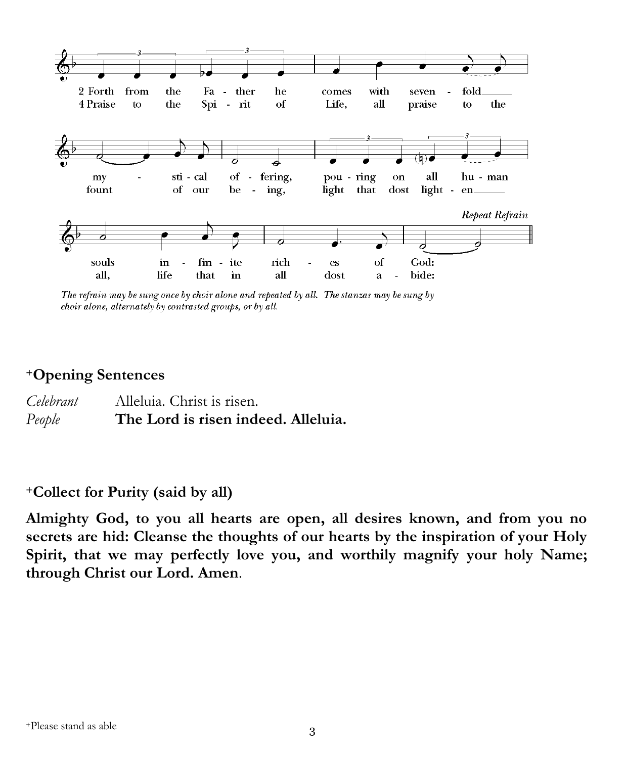2 Forth from the Father he comes with sevenfold mystical offering, pouring on all human souls infinite riches of God:

4 Praise to the Spirit of Life, all praise to the fount of our being, light that dost lighten all, life that in all dost abide:

*Repeat Refrain*

*The refrain may be sung once by choir alone and repeated by all. The stanzas may be sung by choir alone, alternately by contrasted groups, or by all.*

## +Opening Sentences

*Celebrant* Alleluia. Christ is risen.
*People* **The Lord is risen indeed. Alleluia.**

## +Collect for Purity (said by all)

**Almighty God, to you all hearts are open, all desires known, and from you no secrets are hid: Cleanse the thoughts of our hearts by the inspiration of your Holy Spirit, that we may perfectly love you, and worthily magnify your holy Name; through Christ our Lord. Amen**.

+Please stand as able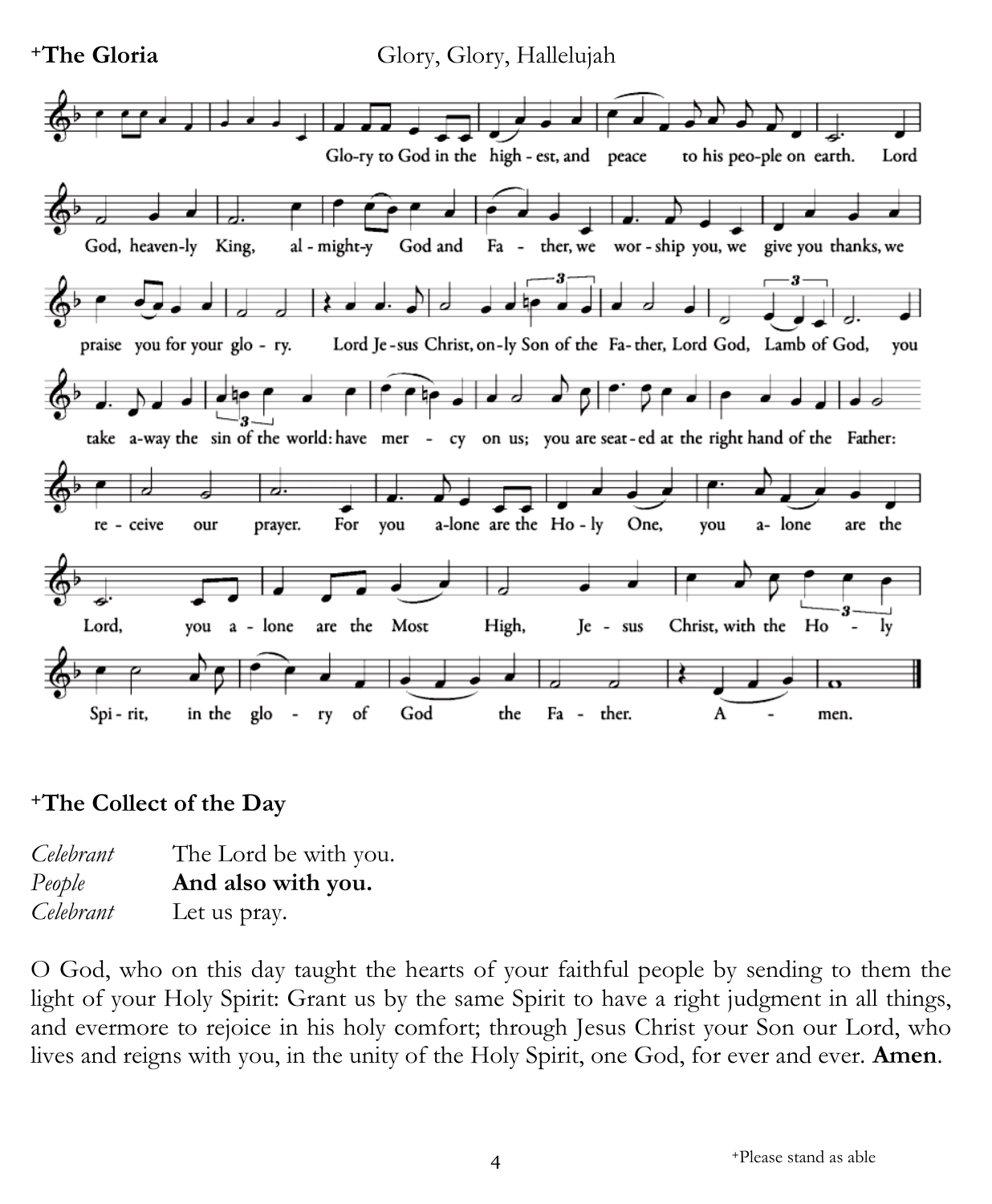**+The Gloria** Glory, Glory, Hallelujah

Glo-ry to God in the high - est, and peace to his peo-ple on earth. Lord God, heaven-ly King, al - might-y God and Fa - ther, we wor - ship you, we give you thanks, we praise you for your glo - ry. Lord Je - sus Christ, on-ly Son of the Fa-ther, Lord God, Lamb of God, you take a-way the sin of the world: have mer - cy on us; you are seat-ed at the right hand of the Father: re - ceive our prayer. For you a-lone are the Ho - ly One, you a- lone are the Lord, you a - lone are the Most High, Je - sus Christ, with the Ho - ly Spi - rit, in the glo - ry of God the Fa - ther. A - men.

## +The Collect of the Day

*Celebrant* The Lord be with you.
*People* **And also with you.**
*Celebrant* Let us pray.

O God, who on this day taught the hearts of your faithful people by sending to them the light of your Holy Spirit: Grant us by the same Spirit to have a right judgment in all things, and evermore to rejoice in his holy comfort; through Jesus Christ your Son our Lord, who lives and reigns with you, in the unity of the Holy Spirit, one God, for ever and ever. **Amen**.

+Please stand as able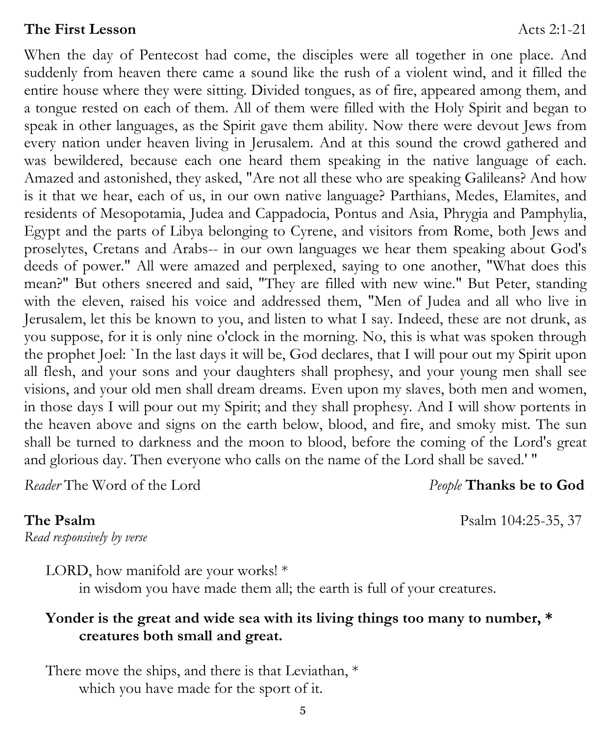**The First Lesson** Acts 2:1-21

When the day of Pentecost had come, the disciples were all together in one place. And suddenly from heaven there came a sound like the rush of a violent wind, and it filled the entire house where they were sitting. Divided tongues, as of fire, appeared among them, and a tongue rested on each of them. All of them were filled with the Holy Spirit and began to speak in other languages, as the Spirit gave them ability. Now there were devout Jews from every nation under heaven living in Jerusalem. And at this sound the crowd gathered and was bewildered, because each one heard them speaking in the native language of each. Amazed and astonished, they asked, "Are not all these who are speaking Galileans? And how is it that we hear, each of us, in our own native language? Parthians, Medes, Elamites, and residents of Mesopotamia, Judea and Cappadocia, Pontus and Asia, Phrygia and Pamphylia, Egypt and the parts of Libya belonging to Cyrene, and visitors from Rome, both Jews and proselytes, Cretans and Arabs-- in our own languages we hear them speaking about God's deeds of power." All were amazed and perplexed, saying to one another, "What does this mean?" But others sneered and said, "They are filled with new wine." But Peter, standing with the eleven, raised his voice and addressed them, "Men of Judea and all who live in Jerusalem, let this be known to you, and listen to what I say. Indeed, these are not drunk, as you suppose, for it is only nine o'clock in the morning. No, this is what was spoken through the prophet Joel: `In the last days it will be, God declares, that I will pour out my Spirit upon all flesh, and your sons and your daughters shall prophesy, and your young men shall see visions, and your old men shall dream dreams. Even upon my slaves, both men and women, in those days I will pour out my Spirit; and they shall prophesy. And I will show portents in the heaven above and signs on the earth below, blood, and fire, and smoky mist. The sun shall be turned to darkness and the moon to blood, before the coming of the Lord's great and glorious day. Then everyone who calls on the name of the Lord shall be saved.' "

*Reader* The Word of the Lord *People* **Thanks be to God**

**The Psalm** Psalm 104:25-35, 37

*Read responsively by verse*

LORD, how manifold are your works! *
in wisdom you have made them all; the earth is full of your creatures.

**Yonder is the great and wide sea with its living things too many to number, *
creatures both small and great.**

There move the ships, and there is that Leviathan, *
which you have made for the sport of it.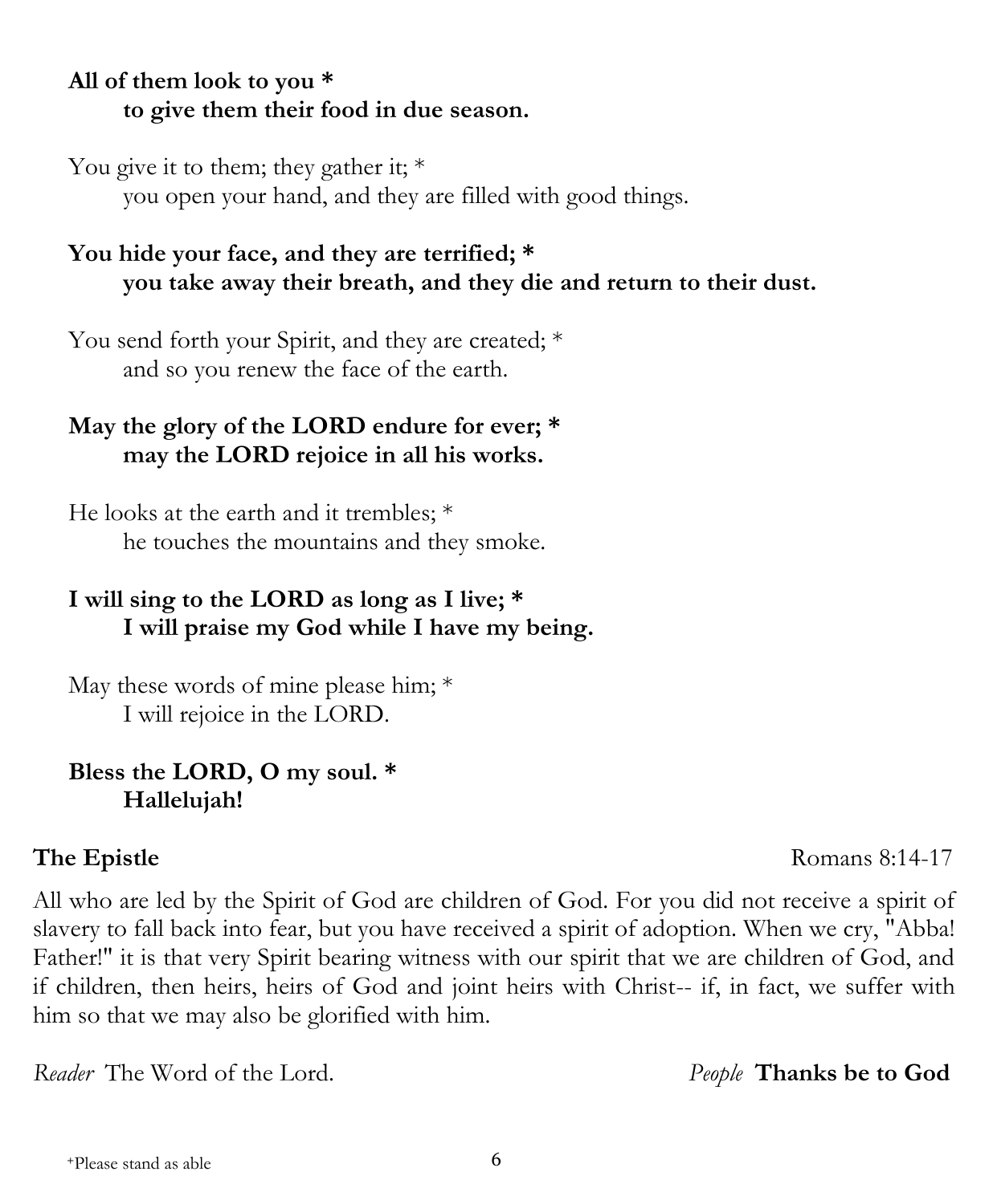**All of them look to you \***
**to give them their food in due season.**

You give it to them; they gather it; *
you open your hand, and they are filled with good things.

**You hide your face, and they are terrified; \***
**you take away their breath, and they die and return to their dust.**

You send forth your Spirit, and they are created; *
and so you renew the face of the earth.

**May the glory of the LORD endure for ever; \***
**may the LORD rejoice in all his works.**

He looks at the earth and it trembles; *
he touches the mountains and they smoke.

**I will sing to the LORD as long as I live; \***
**I will praise my God while I have my being.**

May these words of mine please him; *
I will rejoice in the LORD.

**Bless the LORD, O my soul. \***
**Hallelujah!**

**The Epistle** Romans 8:14-17

All who are led by the Spirit of God are children of God. For you did not receive a spirit of slavery to fall back into fear, but you have received a spirit of adoption. When we cry, "Abba! Father!" it is that very Spirit bearing witness with our spirit that we are children of God, and if children, then heirs, heirs of God and joint heirs with Christ-- if, in fact, we suffer with him so that we may also be glorified with him.

*Reader* The Word of the Lord. *People* **Thanks be to God**

⁺Please stand as able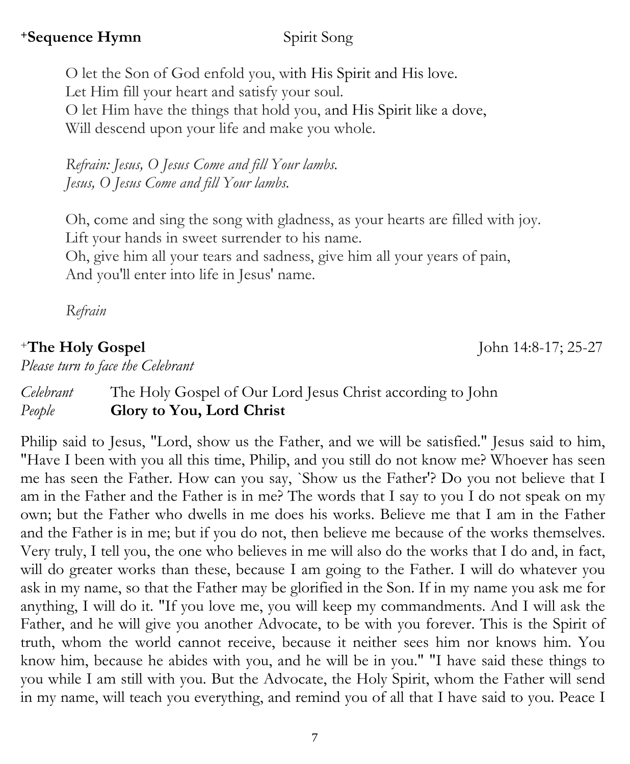**+Sequence Hymn** Spirit Song

O let the Son of God enfold you, with His Spirit and His love.
Let Him fill your heart and satisfy your soul.
O let Him have the things that hold you, and His Spirit like a dove,
Will descend upon your life and make you whole.

*Refrain: Jesus, O Jesus Come and fill Your lambs.*
*Jesus, O Jesus Come and fill Your lambs.*

Oh, come and sing the song with gladness, as your hearts are filled with joy.
Lift your hands in sweet surrender to his name.
Oh, give him all your tears and sadness, give him all your years of pain,
And you'll enter into life in Jesus' name.

*Refrain*

**+The Holy Gospel** John 14:8-17; 25-27

*Please turn to face the Celebrant*

*Celebrant* The Holy Gospel of Our Lord Jesus Christ according to John
*People* **Glory to You, Lord Christ**

Philip said to Jesus, "Lord, show us the Father, and we will be satisfied." Jesus said to him, "Have I been with you all this time, Philip, and you still do not know me? Whoever has seen me has seen the Father. How can you say, `Show us the Father'? Do you not believe that I am in the Father and the Father is in me? The words that I say to you I do not speak on my own; but the Father who dwells in me does his works. Believe me that I am in the Father and the Father is in me; but if you do not, then believe me because of the works themselves. Very truly, I tell you, the one who believes in me will also do the works that I do and, in fact, will do greater works than these, because I am going to the Father. I will do whatever you ask in my name, so that the Father may be glorified in the Son. If in my name you ask me for anything, I will do it. "If you love me, you will keep my commandments. And I will ask the Father, and he will give you another Advocate, to be with you forever. This is the Spirit of truth, whom the world cannot receive, because it neither sees him nor knows him. You know him, because he abides with you, and he will be in you." "I have said these things to you while I am still with you. But the Advocate, the Holy Spirit, whom the Father will send in my name, will teach you everything, and remind you of all that I have said to you. Peace I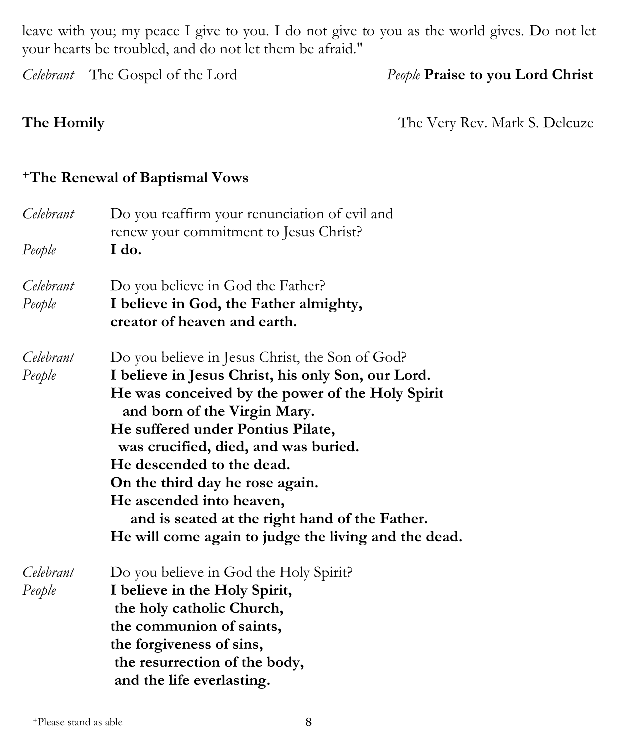leave with you; my peace I give to you. I do not give to you as the world gives. Do not let your hearts be troubled, and do not let them be afraid."

*Celebrant* The Gospel of the Lord *People* **Praise to you Lord Christ**

**The Homily** The Very Rev. Mark S. Delcuze

**+The Renewal of Baptismal Vows**

*Celebrant* Do you reaffirm your renunciation of evil and renew your commitment to Jesus Christ?
*People* **I do.**

*Celebrant* Do you believe in God the Father?
*People* **I believe in God, the Father almighty,
creator of heaven and earth.**

*Celebrant* Do you believe in Jesus Christ, the Son of God?
*People* **I believe in Jesus Christ, his only Son, our Lord.
He was conceived by the power of the Holy Spirit
and born of the Virgin Mary.
He suffered under Pontius Pilate,
was crucified, died, and was buried.
He descended to the dead.
On the third day he rose again.
He ascended into heaven,
and is seated at the right hand of the Father.
He will come again to judge the living and the dead.**

*Celebrant* Do you believe in God the Holy Spirit?
*People* **I believe in the Holy Spirit,
the holy catholic Church,
the communion of saints,
the forgiveness of sins,
the resurrection of the body,
and the life everlasting.**

+Please stand as able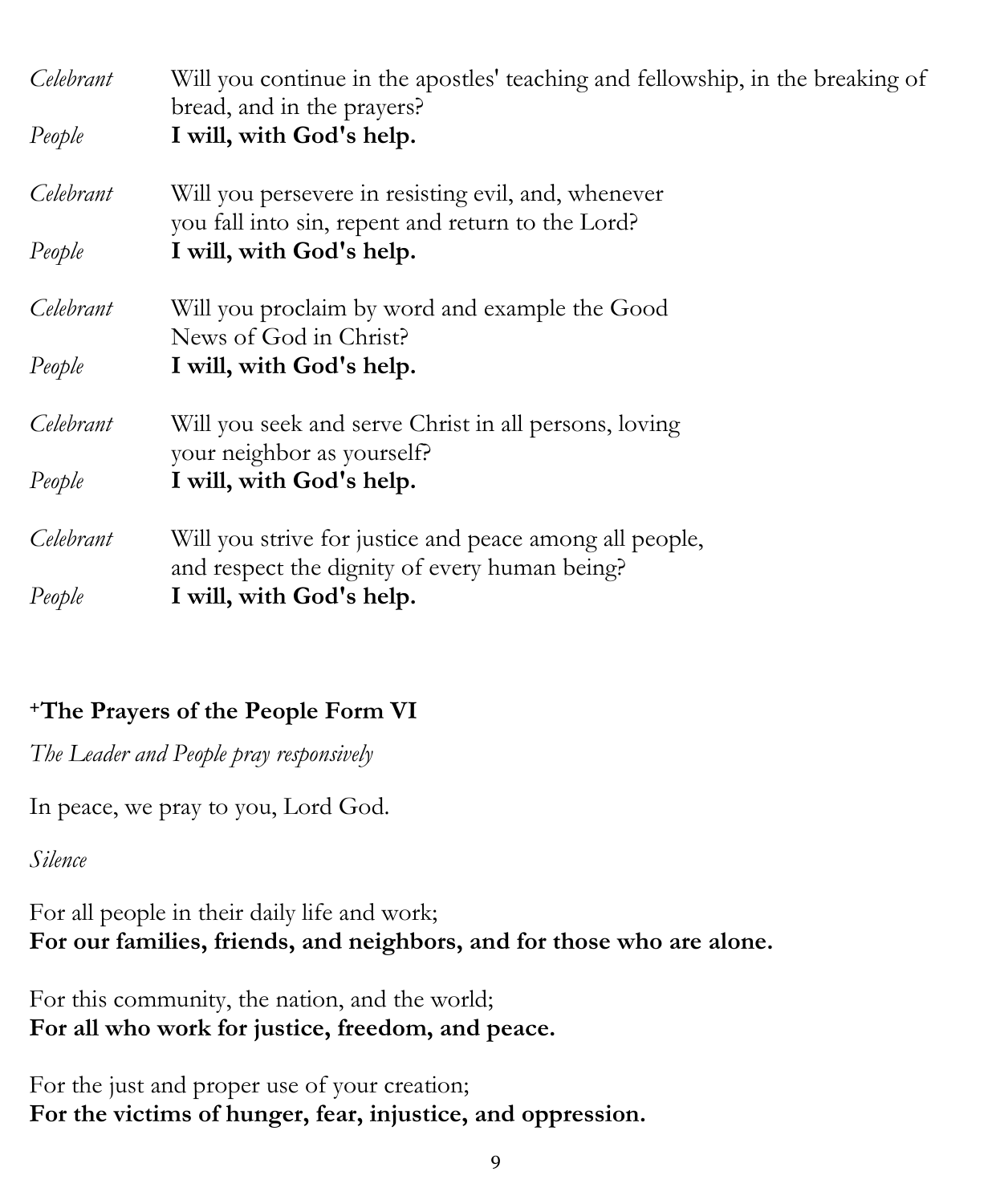*Celebrant* Will you continue in the apostles' teaching and fellowship, in the breaking of bread, and in the prayers?
*People* **I will, with God's help.**

*Celebrant* Will you persevere in resisting evil, and, whenever you fall into sin, repent and return to the Lord?
*People* **I will, with God's help.**

*Celebrant* Will you proclaim by word and example the Good News of God in Christ?
*People* **I will, with God's help.**

*Celebrant* Will you seek and serve Christ in all persons, loving your neighbor as yourself?
*People* **I will, with God's help.**

*Celebrant* Will you strive for justice and peace among all people, and respect the dignity of every human being?
*People* **I will, with God's help.**

### +The Prayers of the People Form VI

*The Leader and People pray responsively*

In peace, we pray to you, Lord God.

*Silence*

For all people in their daily life and work;
**For our families, friends, and neighbors, and for those who are alone.**

For this community, the nation, and the world;
**For all who work for justice, freedom, and peace.**

For the just and proper use of your creation;
**For the victims of hunger, fear, injustice, and oppression.**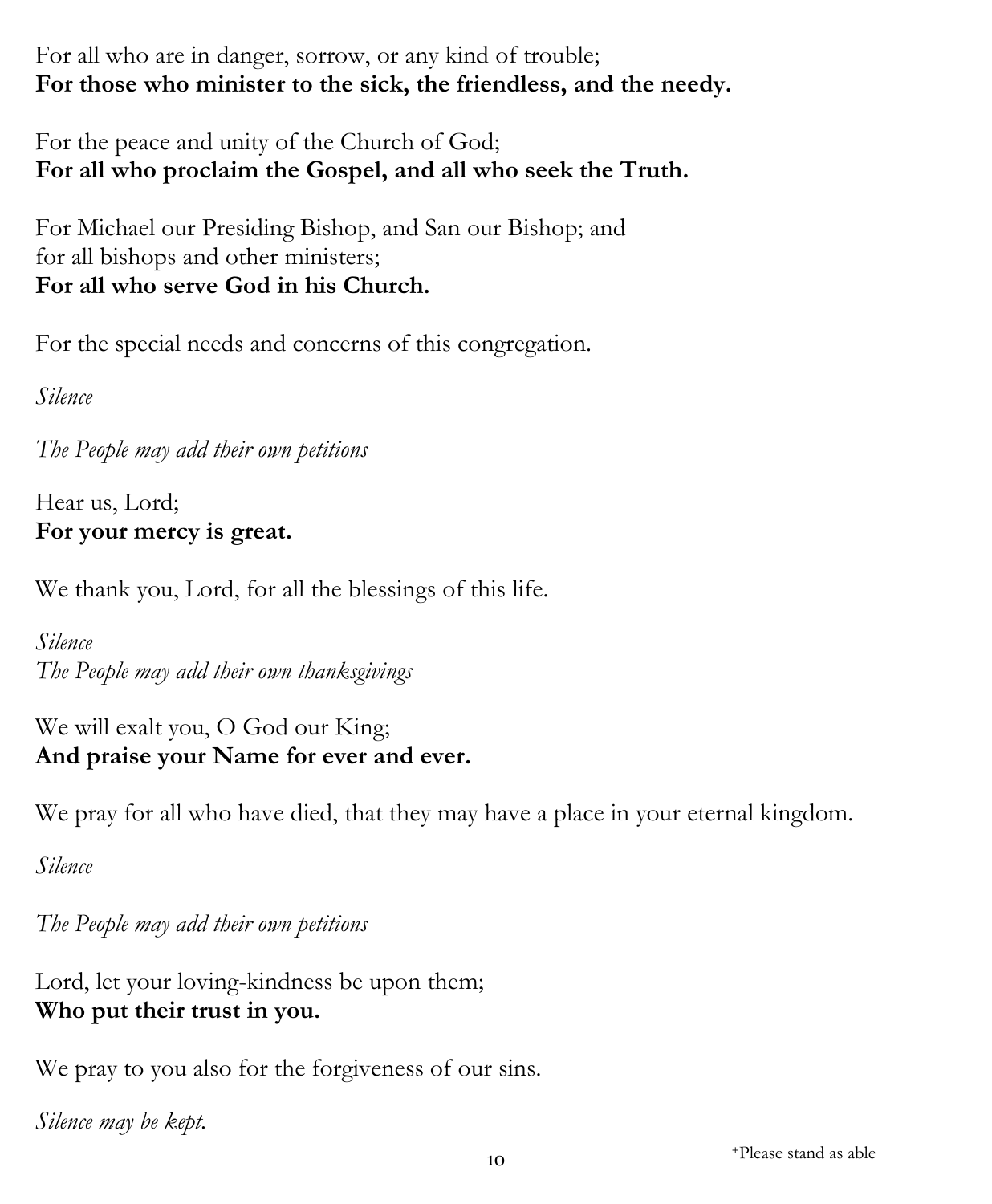For all who are in danger, sorrow, or any kind of trouble;
**For those who minister to the sick, the friendless, and the needy.**

For the peace and unity of the Church of God;
**For all who proclaim the Gospel, and all who seek the Truth.**

For Michael our Presiding Bishop, and San our Bishop; and
for all bishops and other ministers;
**For all who serve God in his Church.**

For the special needs and concerns of this congregation.

*Silence*

*The People may add their own petitions*

Hear us, Lord;
**For your mercy is great.**

We thank you, Lord, for all the blessings of this life.

*Silence*
*The People may add their own thanksgivings*

We will exalt you, O God our King;
**And praise your Name for ever and ever.**

We pray for all who have died, that they may have a place in your eternal kingdom.

*Silence*

*The People may add their own petitions*

Lord, let your loving-kindness be upon them;
**Who put their trust in you.**

We pray to you also for the forgiveness of our sins.

*Silence may be kept.*

+Please stand as able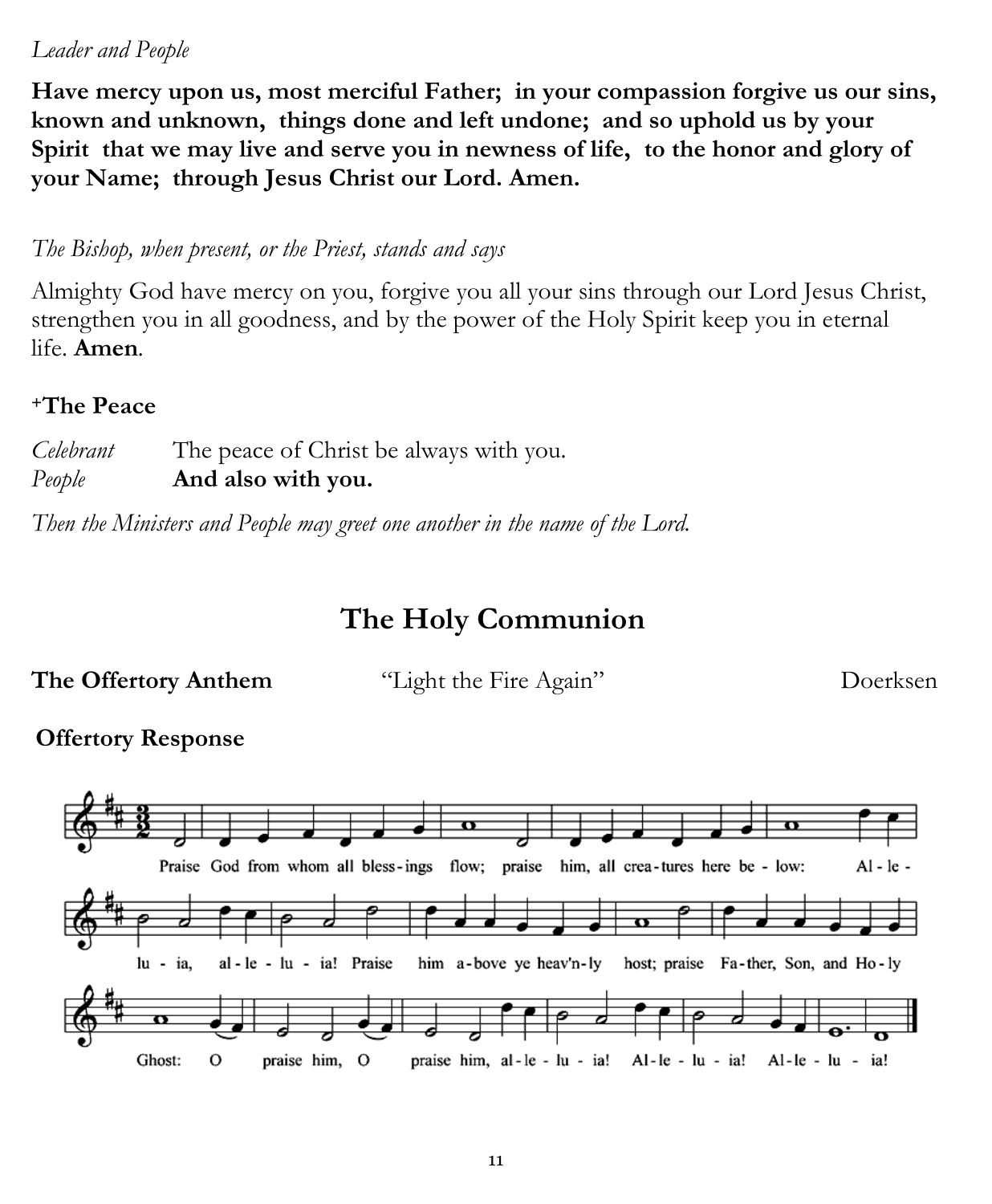*Leader and People*

**Have mercy upon us, most merciful Father; in your compassion forgive us our sins, known and unknown, things done and left undone; and so uphold us by your Spirit that we may live and serve you in newness of life, to the honor and glory of your Name; through Jesus Christ our Lord. Amen.**

*The Bishop, when present, or the Priest, stands and says*

Almighty God have mercy on you, forgive you all your sins through our Lord Jesus Christ, strengthen you in all goodness, and by the power of the Holy Spirit keep you in eternal life. **Amen**.

### +The Peace

*Celebrant* The peace of Christ be always with you.
*People* **And also with you.**

*Then the Ministers and People may greet one another in the name of the Lord.*

## The Holy Communion

**The Offertory Anthem** "Light the Fire Again" Doerksen

**Offertory Response**

Praise God from whom all bless-ings flow; praise him, all crea-tures here be-low: Al-le-lu-ia, al-le-lu-ia! Praise him a-bove ye heav'n-ly host; praise Fa-ther, Son, and Ho-ly Ghost: O praise him, O praise him, al-le-lu-ia! Al-le-lu-ia! Al-le-lu-ia!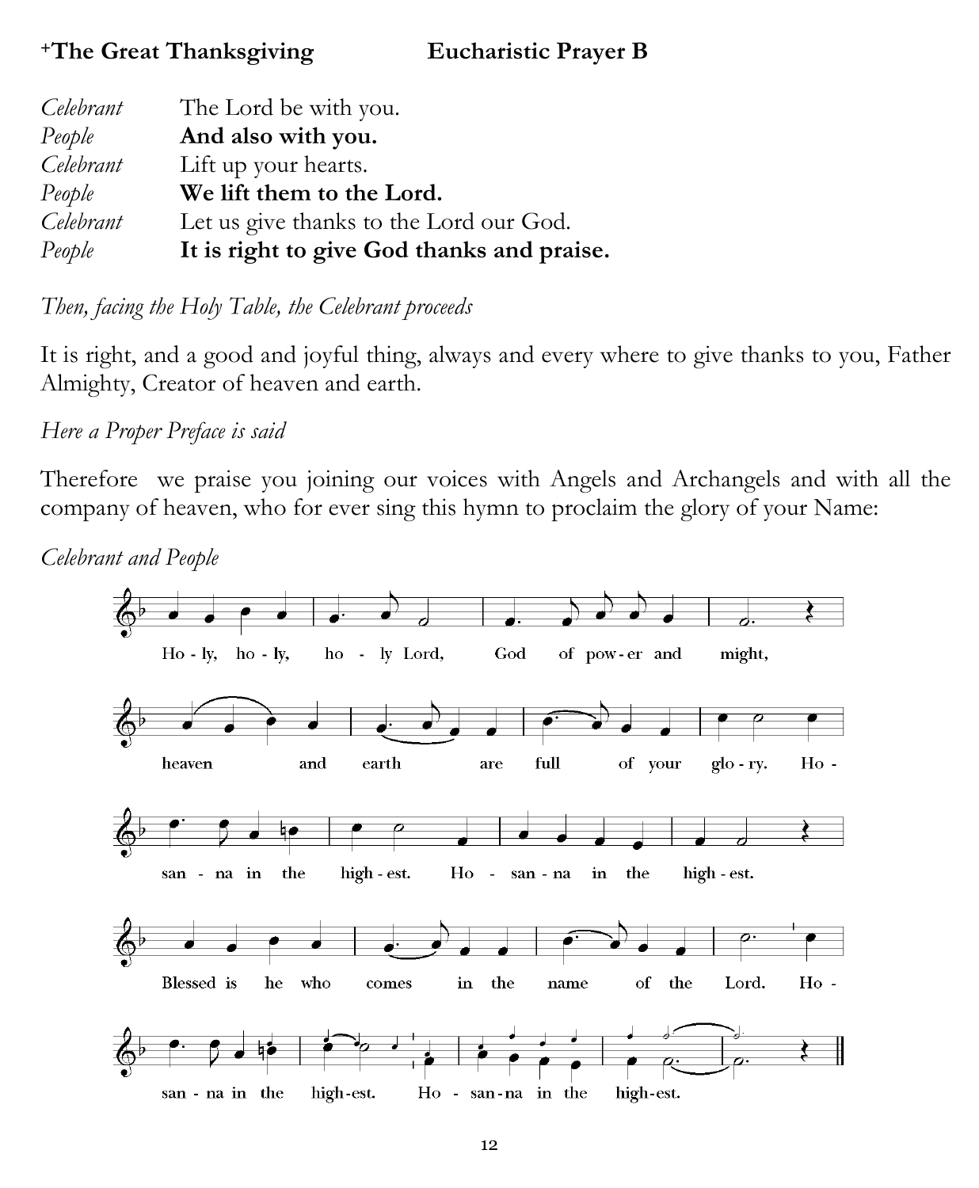## +The Great Thanksgiving Eucharistic Prayer B

*Celebrant* The Lord be with you.
*People* **And also with you.**
*Celebrant* Lift up your hearts.
*People* **We lift them to the Lord.**
*Celebrant* Let us give thanks to the Lord our God.
*People* **It is right to give God thanks and praise.**

*Then, facing the Holy Table, the Celebrant proceeds*

It is right, and a good and joyful thing, always and every where to give thanks to you, Father Almighty, Creator of heaven and earth.

*Here a Proper Preface is said*

Therefore we praise you joining our voices with Angels and Archangels and with all the company of heaven, who for ever sing this hymn to proclaim the glory of your Name:

*Celebrant and People*

Holy, holy, holy Lord, God of power and might, heaven and earth are full of your glory. Hosanna in the highest. Hosanna in the highest.

Blessed is he who comes in the name of the Lord. Hosanna in the highest. Hosanna in the highest.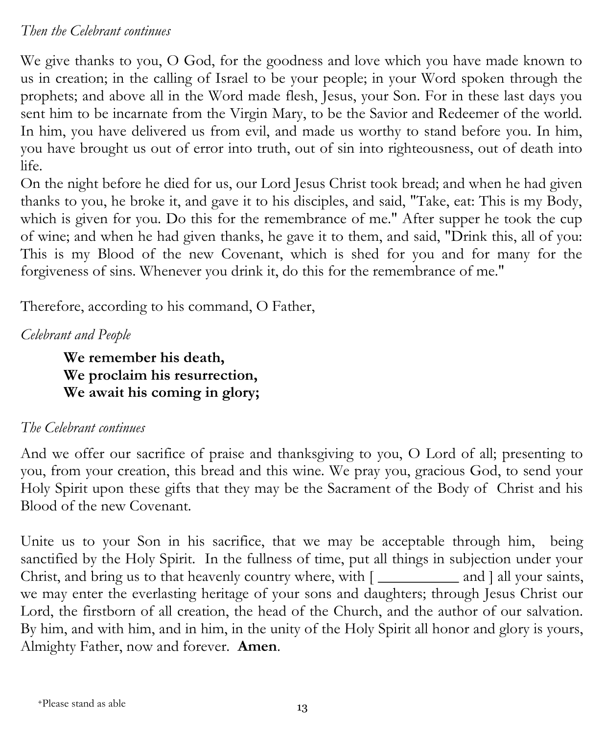*Then the Celebrant continues*

We give thanks to you, O God, for the goodness and love which you have made known to us in creation; in the calling of Israel to be your people; in your Word spoken through the prophets; and above all in the Word made flesh, Jesus, your Son. For in these last days you sent him to be incarnate from the Virgin Mary, to be the Savior and Redeemer of the world. In him, you have delivered us from evil, and made us worthy to stand before you. In him, you have brought us out of error into truth, out of sin into righteousness, out of death into life.
On the night before he died for us, our Lord Jesus Christ took bread; and when he had given thanks to you, he broke it, and gave it to his disciples, and said, "Take, eat: This is my Body, which is given for you. Do this for the remembrance of me." After supper he took the cup of wine; and when he had given thanks, he gave it to them, and said, "Drink this, all of you: This is my Blood of the new Covenant, which is shed for you and for many for the forgiveness of sins. Whenever you drink it, do this for the remembrance of me."

Therefore, according to his command, O Father,

*Celebrant and People*

> **We remember his death,**
> **We proclaim his resurrection,**
> **We await his coming in glory;**

*The Celebrant continues*

And we offer our sacrifice of praise and thanksgiving to you, O Lord of all; presenting to you, from your creation, this bread and this wine. We pray you, gracious God, to send your Holy Spirit upon these gifts that they may be the Sacrament of the Body of Christ and his Blood of the new Covenant.

Unite us to your Son in his sacrifice, that we may be acceptable through him, being sanctified by the Holy Spirit. In the fullness of time, put all things in subjection under your Christ, and bring us to that heavenly country where, with [ __________ and ] all your saints, we may enter the everlasting heritage of your sons and daughters; through Jesus Christ our Lord, the firstborn of all creation, the head of the Church, and the author of our salvation. By him, and with him, and in him, in the unity of the Holy Spirit all honor and glory is yours, Almighty Father, now and forever. **Amen**.

+Please stand as able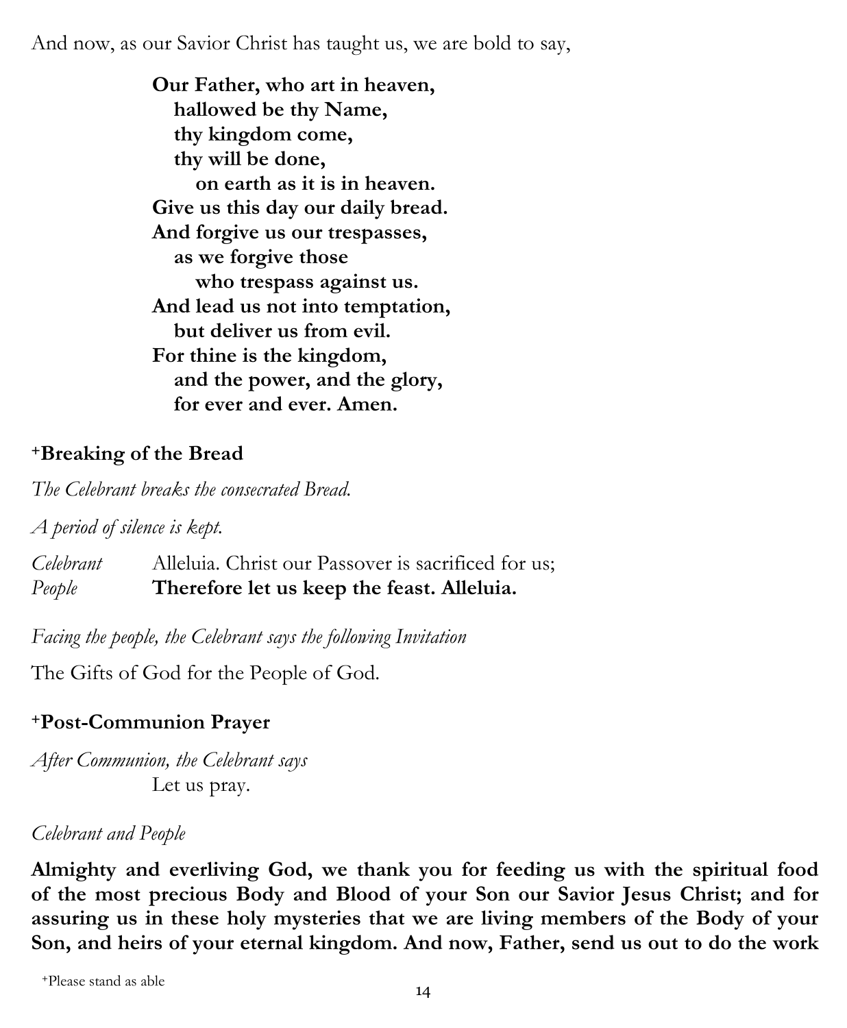And now, as our Savior Christ has taught us, we are bold to say,

> **Our Father, who art in heaven,**
> **hallowed be thy Name,**
> **thy kingdom come,**
> **thy will be done,**
> **on earth as it is in heaven.**
> **Give us this day our daily bread.**
> **And forgive us our trespasses,**
> **as we forgive those**
> **who trespass against us.**
> **And lead us not into temptation,**
> **but deliver us from evil.**
> **For thine is the kingdom,**
> **and the power, and the glory,**
> **for ever and ever. Amen.**

### +Breaking of the Bread

*The Celebrant breaks the consecrated Bread.*

*A period of silence is kept.*

*Celebrant* Alleluia. Christ our Passover is sacrificed for us;
*People* **Therefore let us keep the feast. Alleluia.**

*Facing the people, the Celebrant says the following Invitation*

The Gifts of God for the People of God.

### +Post-Communion Prayer

*After Communion, the Celebrant says*
Let us pray.

*Celebrant and People*

**Almighty and everliving God, we thank you for feeding us with the spiritual food of the most precious Body and Blood of your Son our Savior Jesus Christ; and for assuring us in these holy mysteries that we are living members of the Body of your Son, and heirs of your eternal kingdom. And now, Father, send us out to do the work**

+Please stand as able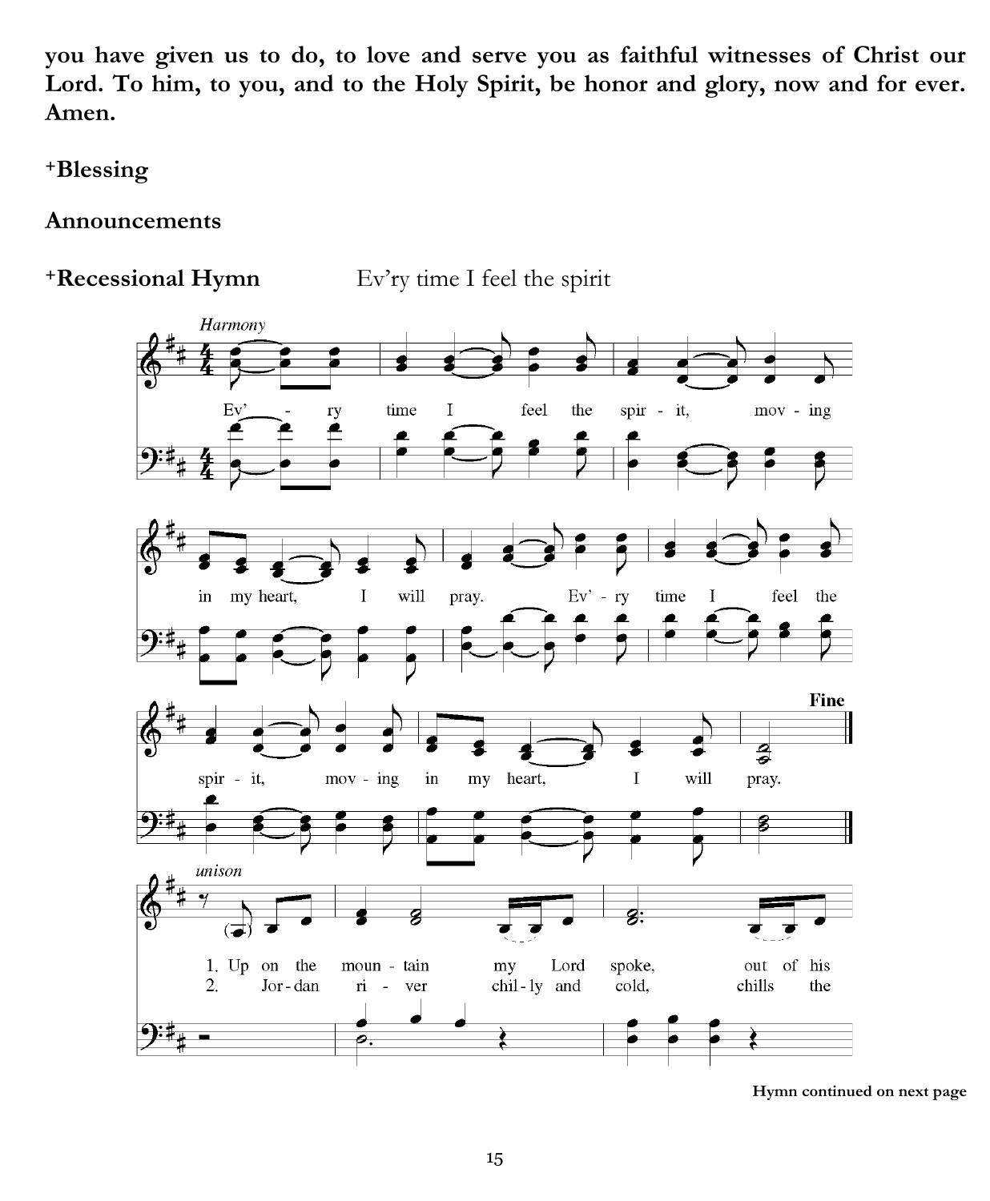**you have given us to do, to love and serve you as faithful witnesses of Christ our Lord. To him, to you, and to the Holy Spirit, be honor and glory, now and for ever. Amen.**

**+Blessing**

**Announcements**

**+Recessional Hymn** Ev'ry time I feel the spirit

*Harmony*

Ev'ry time I feel the spirit, moving in my heart, I will pray. Ev'ry time I feel the spirit, moving in my heart, I will pray.

**Fine**

*unison*

1. Up on the mountain my Lord spoke, out of his
2. Jordan river chilly and cold, chills the

**Hymn continued on next page**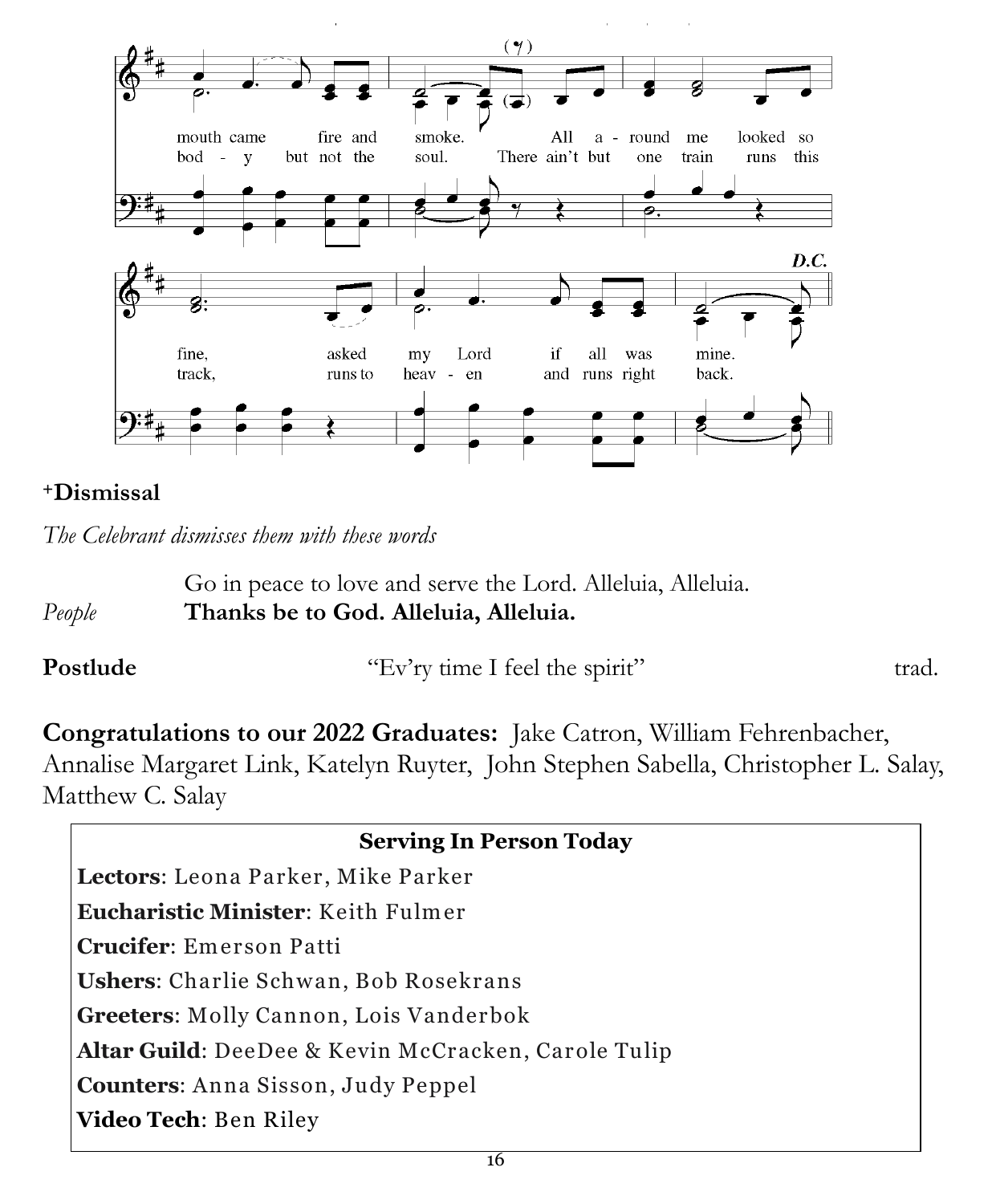mouth came fire and smoke. All a - round me looked so fine, asked my Lord if all was mine.

bod - y but not the soul. There ain't but one train runs this track, runs to heav - en and runs right back.

D.C.

**+Dismissal**

*The Celebrant dismisses them with these words*

Go in peace to love and serve the Lord. Alleluia, Alleluia.

*People* **Thanks be to God. Alleluia, Alleluia.**

**Postlude** "Ev'ry time I feel the spirit" trad.

**Congratulations to our 2022 Graduates:** Jake Catron, William Fehrenbacher, Annalise Margaret Link, Katelyn Ruyter, John Stephen Sabella, Christopher L. Salay, Matthew C. Salay

**Serving In Person Today**

**Lectors**: Leona Parker, Mike Parker

**Eucharistic Minister**: Keith Fulmer

**Crucifer**: Emerson Patti

**Ushers**: Charlie Schwan, Bob Rosekrans

**Greeters**: Molly Cannon, Lois Vanderbok

**Altar Guild**: DeeDee & Kevin McCracken, Carole Tulip

**Counters**: Anna Sisson, Judy Peppel

**Video Tech**: Ben Riley